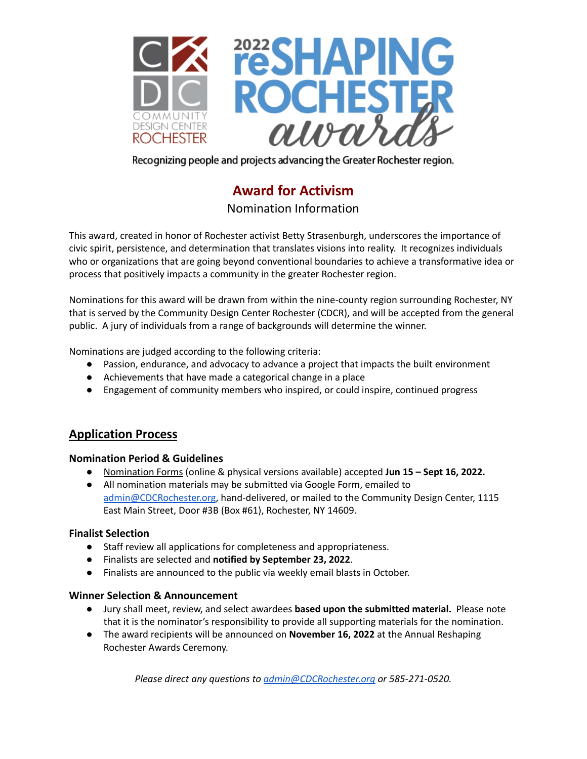Recognizing people and projects advancing the Greater Rochester region.

# Award for Activism

Nomination Information

This award, created in honor of Rochester activist Betty Strasenburgh, underscores the importance of civic spirit, persistence, and determination that translates visions into reality. It recognizes individuals who or organizations that are going beyond conventional boundaries to achieve a transformative idea or process that positively impacts a community in the greater Rochester region.

Nominations for this award will be drawn from within the nine-county region surrounding Rochester, NY that is served by the Community Design Center Rochester (CDCR), and will be accepted from the general public. A jury of individuals from a range of backgrounds will determine the winner.

Nominations are judged according to the following criteria:

- Passion, endurance, and advocacy to advance a project that impacts the built environment
- Achievements that have made a categorical change in a place
- Engagement of community members who inspired, or could inspire, continued progress

## Application Process

### Nomination Period & Guidelines

- Nomination Forms (online & physical versions available) accepted **Jun 15 – Sept 16, 2022.**
- All nomination materials may be submitted via Google Form, emailed to admin@CDCRochester.org, hand-delivered, or mailed to the Community Design Center, 1115 East Main Street, Door #3B (Box #61), Rochester, NY 14609.

### Finalist Selection

- Staff review all applications for completeness and appropriateness.
- Finalists are selected and **notified by September 23, 2022**.
- Finalists are announced to the public via weekly email blasts in October.

### Winner Selection & Announcement

- Jury shall meet, review, and select awardees **based upon the submitted material.** Please note that it is the nominator's responsibility to provide all supporting materials for the nomination.
- The award recipients will be announced on **November 16, 2022** at the Annual Reshaping Rochester Awards Ceremony.

*Please direct any questions to admin@CDCRochester.org or 585-271-0520.*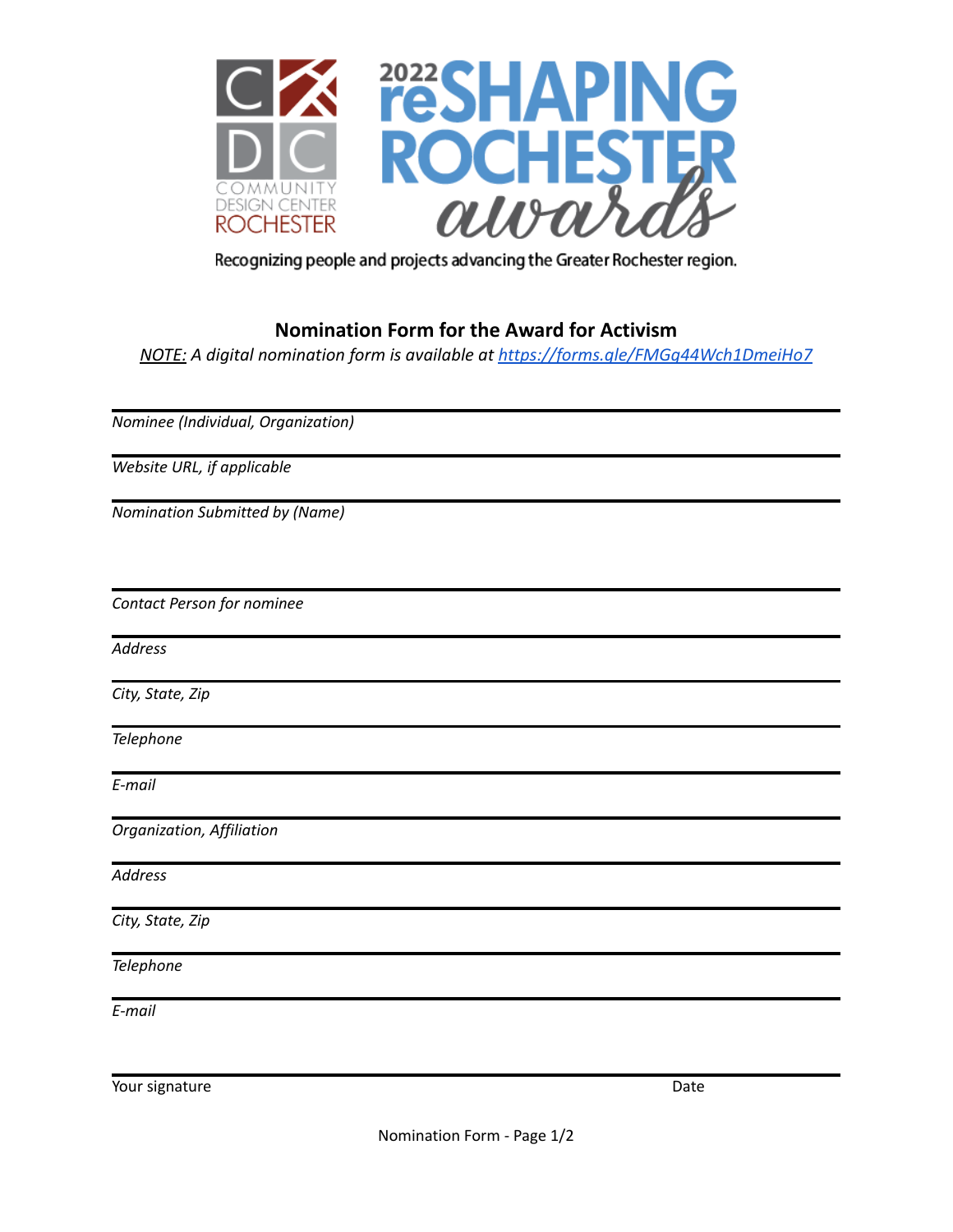Recognizing people and projects advancing the Greater Rochester region.

## Nomination Form for the Award for Activism

*NOTE: A digital nomination form is available at https://forms.gle/FMGg44Wch1DmeiHo7*

---

*Nominee (Individual, Organization)*

---

*Website URL, if applicable*

---

*Nomination Submitted by (Name)*

---

*Contact Person for nominee*

---

*Address*

---

*City, State, Zip*

---

*Telephone*

---

*E-mail*

---

*Organization, Affiliation*

---

*Address*

---

*City, State, Zip*

---

*Telephone*

---

*E-mail*

---

Your signature Date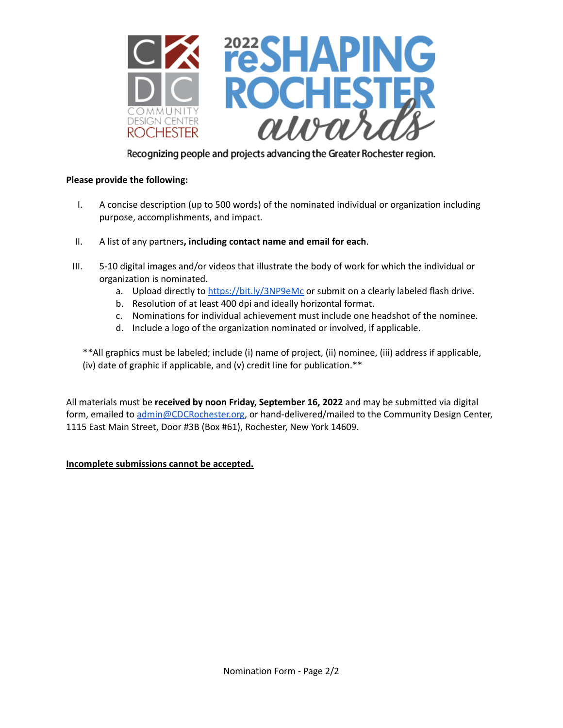Recognizing people and projects advancing the Greater Rochester region.

**Please provide the following:**

I. A concise description (up to 500 words) of the nominated individual or organization including purpose, accomplishments, and impact.

II. A list of any partners**, including contact name and email for each**.

III. 5-10 digital images and/or videos that illustrate the body of work for which the individual or organization is nominated.
   a. Upload directly to https://bit.ly/3NP9eMc or submit on a clearly labeled flash drive.
   b. Resolution of at least 400 dpi and ideally horizontal format.
   c. Nominations for individual achievement must include one headshot of the nominee.
   d. Include a logo of the organization nominated or involved, if applicable.

**All graphics must be labeled; include (i) name of project, (ii) nominee, (iii) address if applicable, (iv) date of graphic if applicable, and (v) credit line for publication.**

All materials must be **received by noon Friday, September 16, 2022** and may be submitted via digital form, emailed to admin@CDCRochester.org, or hand-delivered/mailed to the Community Design Center, 1115 East Main Street, Door #3B (Box #61), Rochester, New York 14609.

**Incomplete submissions cannot be accepted.**